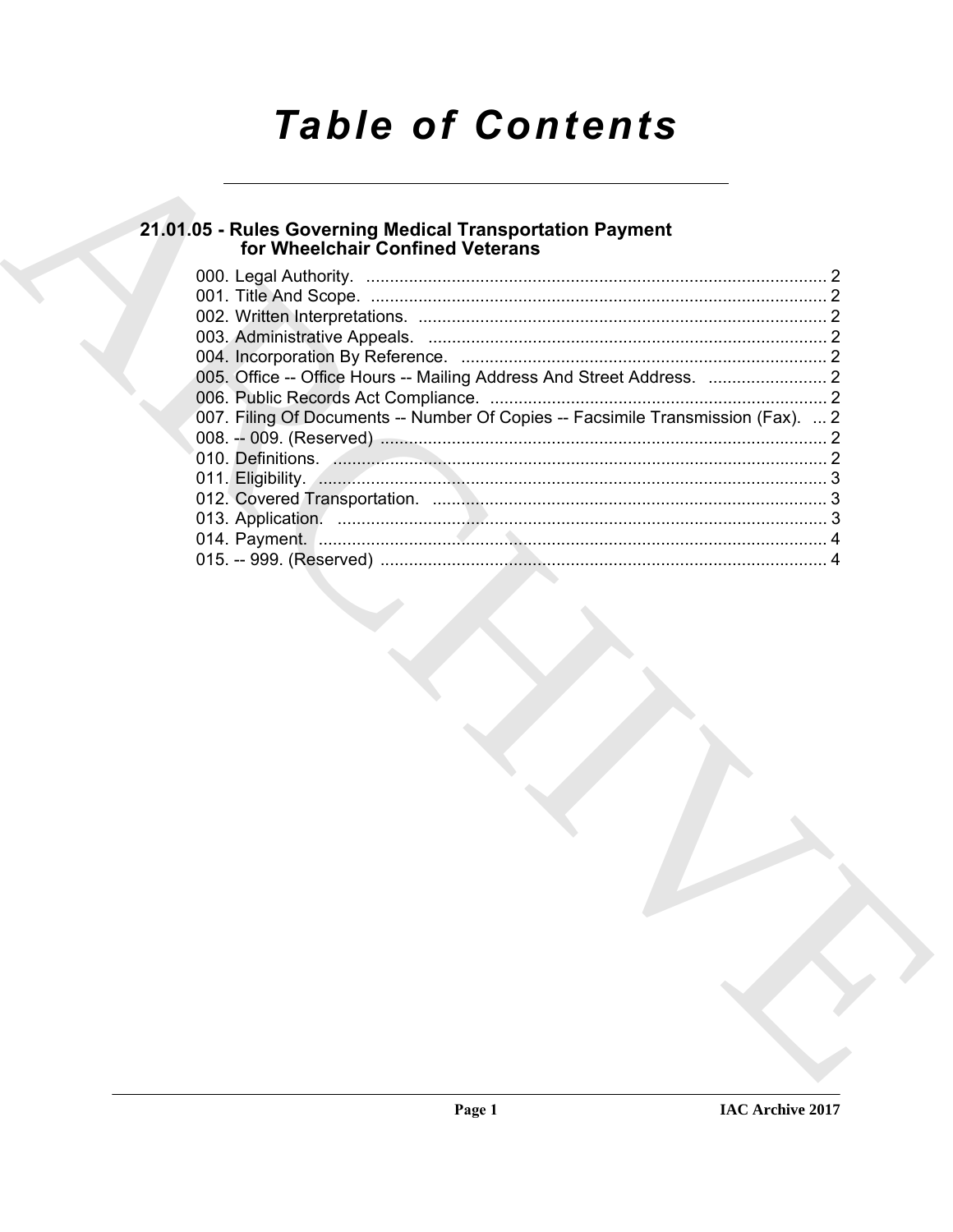# Table of Contents

## 21.01.05 - Rules Governing Medical Transportation Payment for Wheelchair Confined Veterans

000. Legal Authority. ... 2
001. Title And Scope. ... 2
002. Written Interpretations. ... 2
003. Administrative Appeals. ... 2
004. Incorporation By Reference. ... 2
005. Office -- Office Hours -- Mailing Address And Street Address. ... 2
006. Public Records Act Compliance. ... 2
007. Filing Of Documents -- Number Of Copies -- Facsimile Transmission (Fax). ... 2
008. -- 009. (Reserved) ... 2
010. Definitions. ... 2
011. Eligibility. ... 3
012. Covered Transportation. ... 3
013. Application. ... 3
014. Payment. ... 4
015. -- 999. (Reserved) ... 4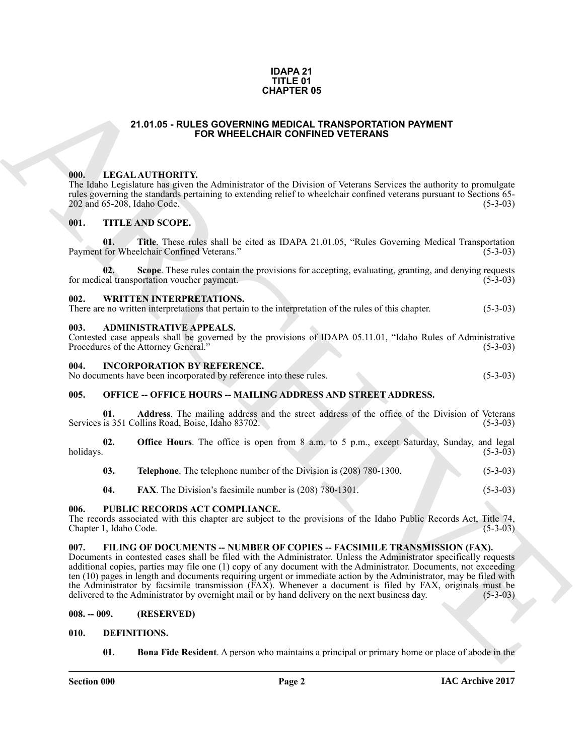**IDAPA 21**
**TITLE 01**
**CHAPTER 05**

# 21.01.05 - RULES GOVERNING MEDICAL TRANSPORTATION PAYMENT FOR WHEELCHAIR CONFINED VETERANS

## 000. LEGAL AUTHORITY.

The Idaho Legislature has given the Administrator of the Division of Veterans Services the authority to promulgate rules governing the standards pertaining to extending relief to wheelchair confined veterans pursuant to Sections 65-202 and 65-208, Idaho Code. (5-3-03)

## 001. TITLE AND SCOPE.

**01. Title**. These rules shall be cited as IDAPA 21.01.05, "Rules Governing Medical Transportation Payment for Wheelchair Confined Veterans." (5-3-03)

**02. Scope**. These rules contain the provisions for accepting, evaluating, granting, and denying requests for medical transportation voucher payment. (5-3-03)

## 002. WRITTEN INTERPRETATIONS.

There are no written interpretations that pertain to the interpretation of the rules of this chapter. (5-3-03)

## 003. ADMINISTRATIVE APPEALS.

Contested case appeals shall be governed by the provisions of IDAPA 05.11.01, "Idaho Rules of Administrative Procedures of the Attorney General." (5-3-03)

## 004. INCORPORATION BY REFERENCE.

No documents have been incorporated by reference into these rules. (5-3-03)

## 005. OFFICE -- OFFICE HOURS -- MAILING ADDRESS AND STREET ADDRESS.

**01. Address**. The mailing address and the street address of the office of the Division of Veterans Services is 351 Collins Road, Boise, Idaho 83702. (5-3-03)

**02. Office Hours**. The office is open from 8 a.m. to 5 p.m., except Saturday, Sunday, and legal holidays. (5-3-03)

**03. Telephone**. The telephone number of the Division is (208) 780-1300. (5-3-03)

**04. FAX**. The Division's facsimile number is (208) 780-1301. (5-3-03)

## 006. PUBLIC RECORDS ACT COMPLIANCE.

The records associated with this chapter are subject to the provisions of the Idaho Public Records Act, Title 74, Chapter 1, Idaho Code. (5-3-03)

## 007. FILING OF DOCUMENTS -- NUMBER OF COPIES -- FACSIMILE TRANSMISSION (FAX).

Documents in contested cases shall be filed with the Administrator. Unless the Administrator specifically requests additional copies, parties may file one (1) copy of any document with the Administrator. Documents, not exceeding ten (10) pages in length and documents requiring urgent or immediate action by the Administrator, may be filed with the Administrator by facsimile transmission (FAX). Whenever a document is filed by FAX, originals must be delivered to the Administrator by overnight mail or by hand delivery on the next business day. (5-3-03)

## 008. -- 009. (RESERVED)

## 010. DEFINITIONS.

**01. Bona Fide Resident**. A person who maintains a principal or primary home or place of abode in the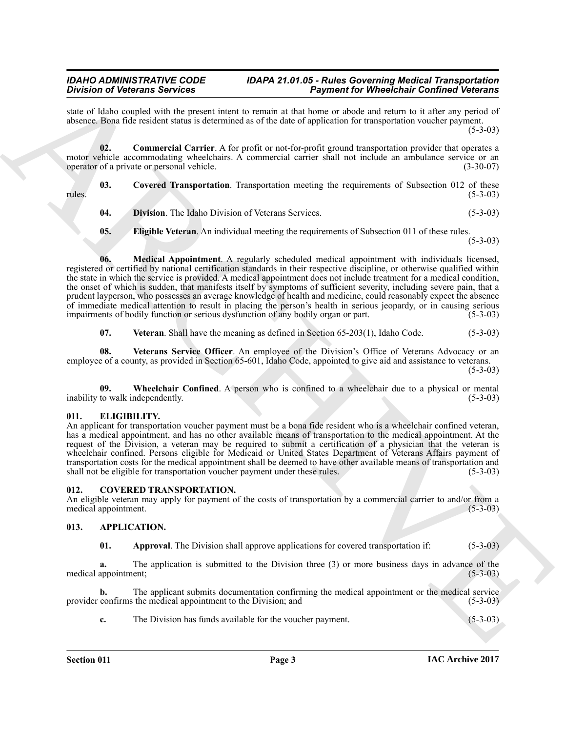state of Idaho coupled with the present intent to remain at that home or abode and return to it after any period of absence. Bona fide resident status is determined as of the date of application for transportation voucher payment. (5-3-03)

**02. Commercial Carrier**. A for profit or not-for-profit ground transportation provider that operates a motor vehicle accommodating wheelchairs. A commercial carrier shall not include an ambulance service or an operator of a private or personal vehicle. (3-30-07)

**03. Covered Transportation**. Transportation meeting the requirements of Subsection 012 of these rules. (5-3-03)

**04. Division**. The Idaho Division of Veterans Services. (5-3-03)

**05. Eligible Veteran**. An individual meeting the requirements of Subsection 011 of these rules. (5-3-03)

**06. Medical Appointment**. A regularly scheduled medical appointment with individuals licensed, registered or certified by national certification standards in their respective discipline, or otherwise qualified within the state in which the service is provided. A medical appointment does not include treatment for a medical condition, the onset of which is sudden, that manifests itself by symptoms of sufficient severity, including severe pain, that a prudent layperson, who possesses an average knowledge of health and medicine, could reasonably expect the absence of immediate medical attention to result in placing the person's health in serious jeopardy, or in causing serious impairments of bodily function or serious dysfunction of any bodily organ or part. (5-3-03)

**07. Veteran**. Shall have the meaning as defined in Section 65-203(1), Idaho Code. (5-3-03)

**08. Veterans Service Officer**. An employee of the Division's Office of Veterans Advocacy or an employee of a county, as provided in Section 65-601, Idaho Code, appointed to give aid and assistance to veterans. (5-3-03)

**09. Wheelchair Confined**. A person who is confined to a wheelchair due to a physical or mental inability to walk independently. (5-3-03)

### 011. ELIGIBILITY.

An applicant for transportation voucher payment must be a bona fide resident who is a wheelchair confined veteran, has a medical appointment, and has no other available means of transportation to the medical appointment. At the request of the Division, a veteran may be required to submit a certification of a physician that the veteran is wheelchair confined. Persons eligible for Medicaid or United States Department of Veterans Affairs payment of transportation costs for the medical appointment shall be deemed to have other available means of transportation and shall not be eligible for transportation voucher payment under these rules. (5-3-03)

### 012. COVERED TRANSPORTATION.

An eligible veteran may apply for payment of the costs of transportation by a commercial carrier to and/or from a medical appointment. (5-3-03)

### 013. APPLICATION.

**01. Approval**. The Division shall approve applications for covered transportation if: (5-3-03)

**a.** The application is submitted to the Division three (3) or more business days in advance of the medical appointment; (5-3-03)

**b.** The applicant submits documentation confirming the medical appointment or the medical service provider confirms the medical appointment to the Division; and (5-3-03)

**c.** The Division has funds available for the voucher payment. (5-3-03)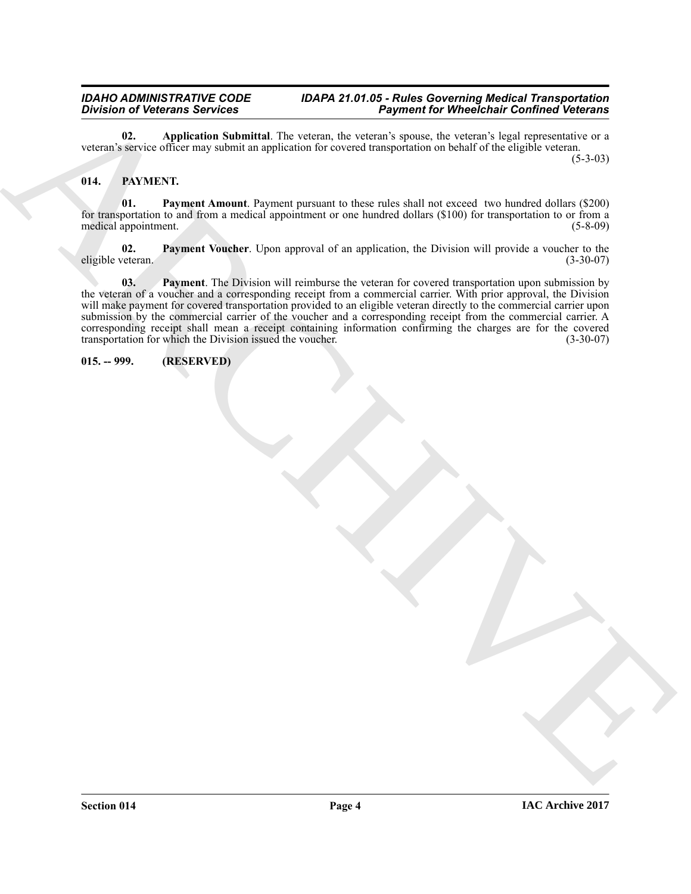**02. Application Submittal**. The veteran, the veteran's spouse, the veteran's legal representative or a veteran's service officer may submit an application for covered transportation on behalf of the eligible veteran. (5-3-03)

### 014. PAYMENT.

**01. Payment Amount**. Payment pursuant to these rules shall not exceed two hundred dollars ($200) for transportation to and from a medical appointment or one hundred dollars ($100) for transportation to or from a medical appointment. (5-8-09)

**02. Payment Voucher**. Upon approval of an application, the Division will provide a voucher to the eligible veteran. (3-30-07)

**03. Payment**. The Division will reimburse the veteran for covered transportation upon submission by the veteran of a voucher and a corresponding receipt from a commercial carrier. With prior approval, the Division will make payment for covered transportation provided to an eligible veteran directly to the commercial carrier upon submission by the commercial carrier of the voucher and a corresponding receipt from the commercial carrier. A corresponding receipt shall mean a receipt containing information confirming the charges are for the covered transportation for which the Division issued the voucher. (3-30-07)

### 015. -- 999. (RESERVED)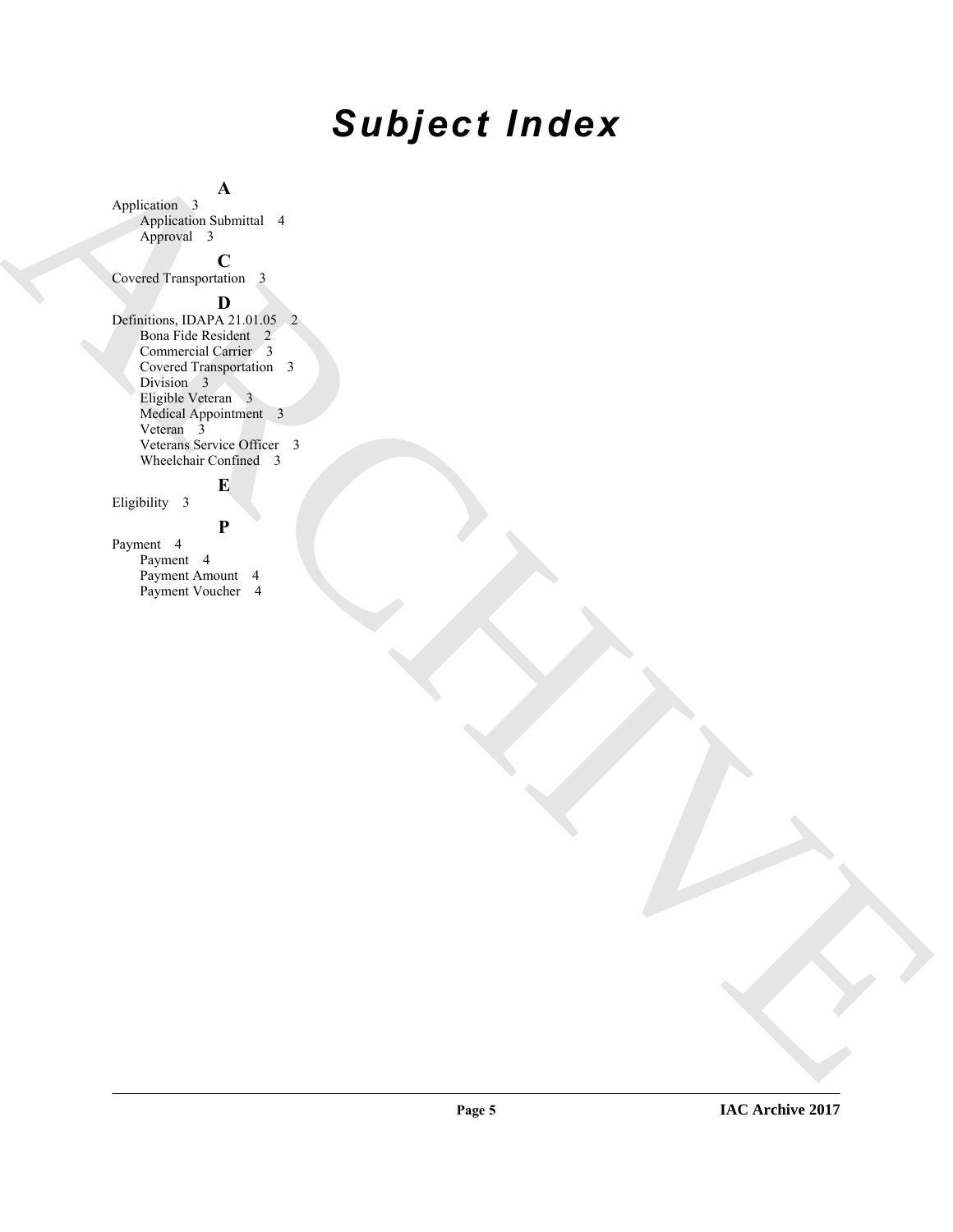# *Subject Index*

**A**

Application 3
- Application Submittal 4
- Approval 3

**C**

Covered Transportation 3

**D**

Definitions, IDAPA 21.01.05 2
- Bona Fide Resident 2
- Commercial Carrier 3
- Covered Transportation 3
- Division 3
- Eligible Veteran 3
- Medical Appointment 3
- Veteran 3
- Veterans Service Officer 3
- Wheelchair Confined 3

**E**

Eligibility 3

**P**

Payment 4
- Payment 4
- Payment Amount 4
- Payment Voucher 4